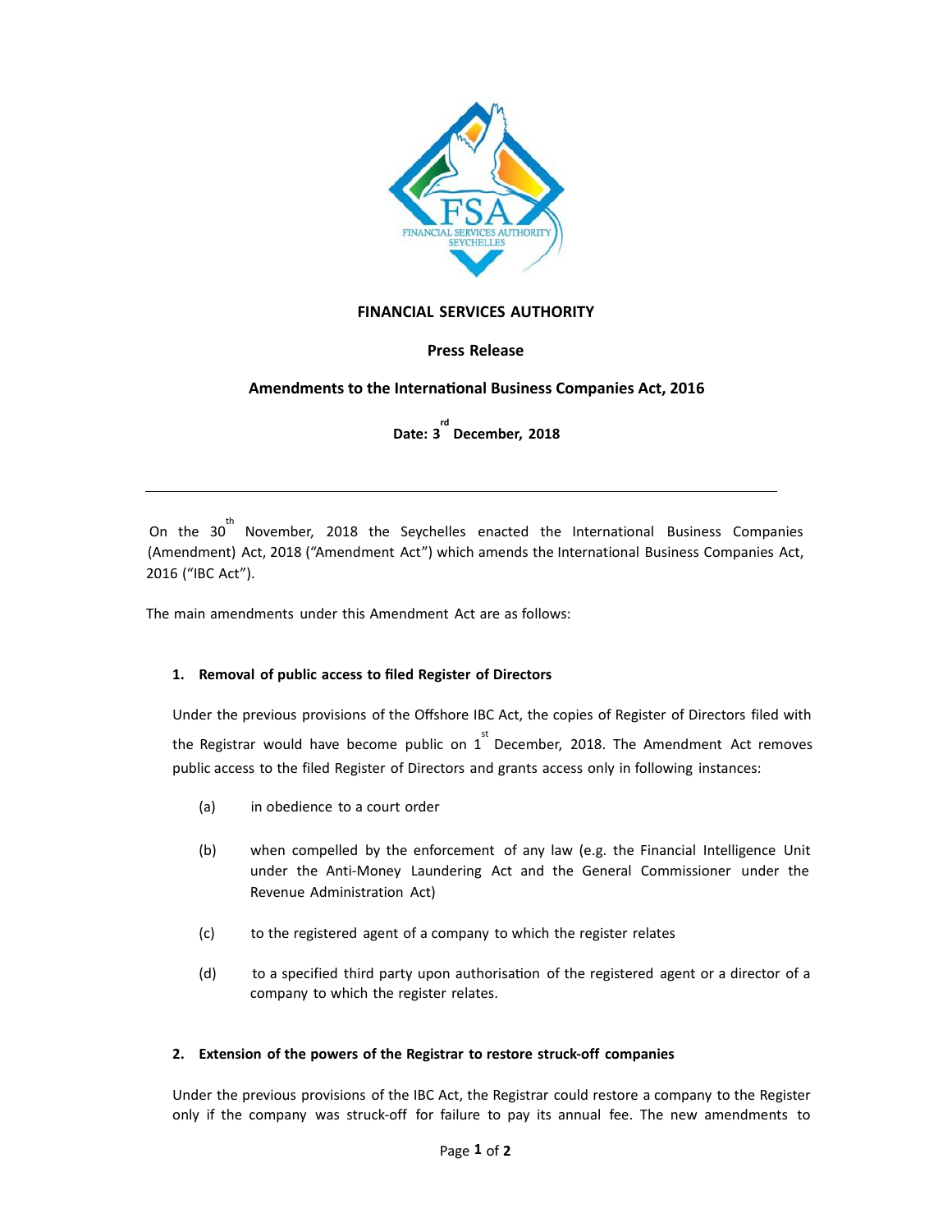**FINANCIAL SERVICES AUTHORITY**

**Press Release**

**Amendments to the International Business Companies Act, 2016**

**Date: 3rd December, 2018**

---

On the 30th November, 2018 the Seychelles enacted the International Business Companies (Amendment) Act, 2018 ("Amendment Act") which amends the International Business Companies Act, 2016 ("IBC Act").

The main amendments under this Amendment Act are as follows:

1. **Removal of public access to filed Register of Directors**

   Under the previous provisions of the Offshore IBC Act, the copies of Register of Directors filed with the Registrar would have become public on 1st December, 2018. The Amendment Act removes public access to the filed Register of Directors and grants access only in following instances:

   (a) in obedience to a court order

   (b) when compelled by the enforcement of any law (e.g. the Financial Intelligence Unit under the Anti-Money Laundering Act and the General Commissioner under the Revenue Administration Act)

   (c) to the registered agent of a company to which the register relates

   (d) to a specified third party upon authorisation of the registered agent or a director of a company to which the register relates.

2. **Extension of the powers of the Registrar to restore struck-off companies**

   Under the previous provisions of the IBC Act, the Registrar could restore a company to the Register only if the company was struck-off for failure to pay its annual fee. The new amendments to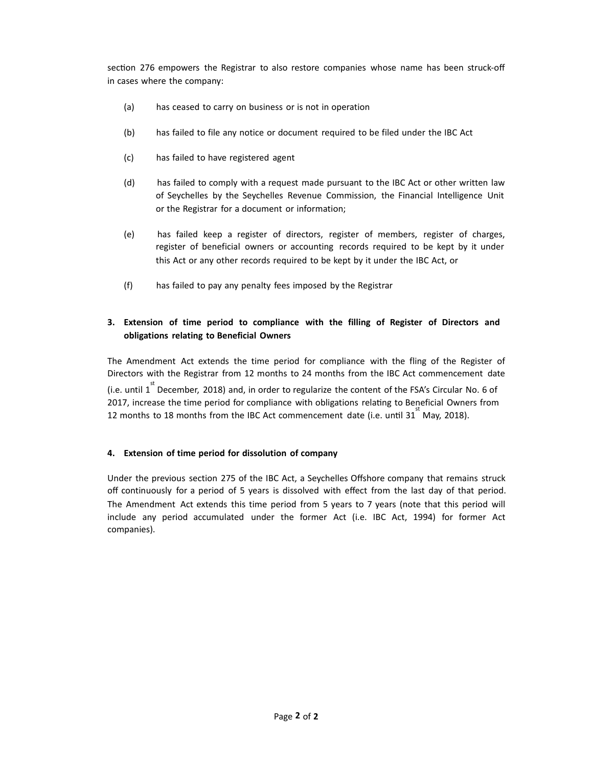section 276 empowers the Registrar to also restore companies whose name has been struck-off in cases where the company:

(a) has ceased to carry on business or is not in operation

(b) has failed to file any notice or document required to be filed under the IBC Act

(c) has failed to have registered agent

(d) has failed to comply with a request made pursuant to the IBC Act or other written law of Seychelles by the Seychelles Revenue Commission, the Financial Intelligence Unit or the Registrar for a document or information;

(e) has failed keep a register of directors, register of members, register of charges, register of beneficial owners or accounting records required to be kept by it under this Act or any other records required to be kept by it under the IBC Act, or

(f) has failed to pay any penalty fees imposed by the Registrar

### 3. Extension of time period to compliance with the filling of Register of Directors and obligations relating to Beneficial Owners

The Amendment Act extends the time period for compliance with the fling of the Register of Directors with the Registrar from 12 months to 24 months from the IBC Act commencement date (i.e. until 1st December, 2018) and, in order to regularize the content of the FSA's Circular No. 6 of 2017, increase the time period for compliance with obligations relating to Beneficial Owners from 12 months to 18 months from the IBC Act commencement date (i.e. until 31st May, 2018).

### 4. Extension of time period for dissolution of company

Under the previous section 275 of the IBC Act, a Seychelles Offshore company that remains struck off continuously for a period of 5 years is dissolved with effect from the last day of that period. The Amendment Act extends this time period from 5 years to 7 years (note that this period will include any period accumulated under the former Act (i.e. IBC Act, 1994) for former Act companies).